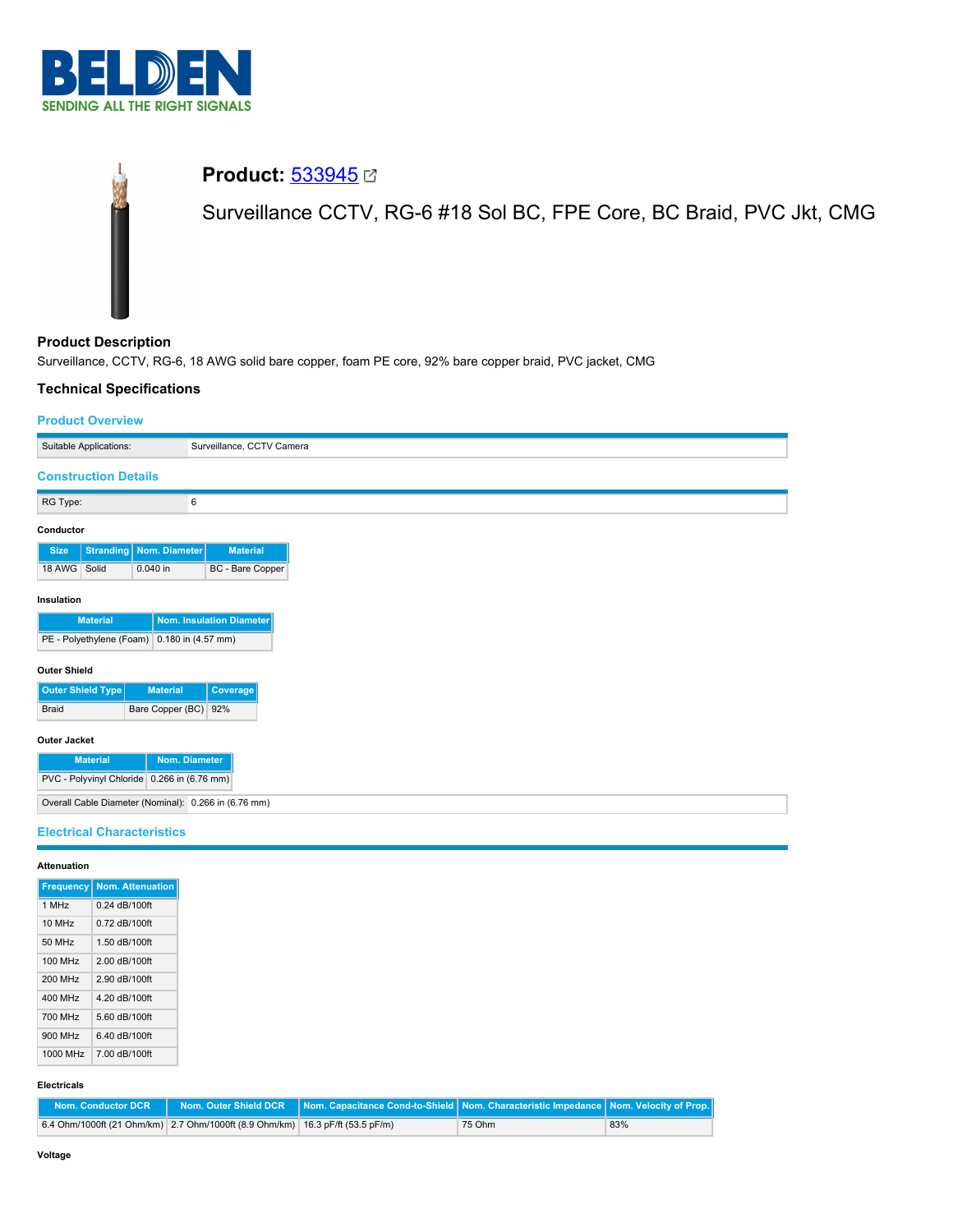# Product: 533945

Surveillance CCTV, RG-6 #18 Sol BC, FPE Core, BC Braid, PVC Jkt, CMG

## Product Description

Surveillance, CCTV, RG-6, 18 AWG solid bare copper, foam PE core, 92% bare copper braid, PVC jacket, CMG

## Technical Specifications

### Product Overview

| | |
|---|---|
| Suitable Applications: | Surveillance, CCTV Camera |

### Construction Details

| | |
|---|---|
| RG Type: | 6 |

**Conductor**

| Size | Stranding | Nom. Diameter | Material |
|---|---|---|---|
| 18 AWG | Solid | 0.040 in | BC - Bare Copper |

**Insulation**

| Material | Nom. Insulation Diameter |
|---|---|
| PE - Polyethylene (Foam) | 0.180 in (4.57 mm) |

**Outer Shield**

| Outer Shield Type | Material | Coverage |
|---|---|---|
| Braid | Bare Copper (BC) | 92% |

**Outer Jacket**

| Material | Nom. Diameter |
|---|---|
| PVC - Polyvinyl Chloride | 0.266 in (6.76 mm) |

| | |
|---|---|
| Overall Cable Diameter (Nominal): | 0.266 in (6.76 mm) |

### Electrical Characteristics

**Attenuation**

| Frequency | Nom. Attenuation |
|---|---|
| 1 MHz | 0.24 dB/100ft |
| 10 MHz | 0.72 dB/100ft |
| 50 MHz | 1.50 dB/100ft |
| 100 MHz | 2.00 dB/100ft |
| 200 MHz | 2.90 dB/100ft |
| 400 MHz | 4.20 dB/100ft |
| 700 MHz | 5.60 dB/100ft |
| 900 MHz | 6.40 dB/100ft |
| 1000 MHz | 7.00 dB/100ft |

**Electricals**

| Nom. Conductor DCR | Nom. Outer Shield DCR | Nom. Capacitance Cond-to-Shield | Nom. Characteristic Impedance | Nom. Velocity of Prop. |
|---|---|---|---|---|
| 6.4 Ohm/1000ft (21 Ohm/km) | 2.7 Ohm/1000ft (8.9 Ohm/km) | 16.3 pF/ft (53.5 pF/m) | 75 Ohm | 83% |

**Voltage**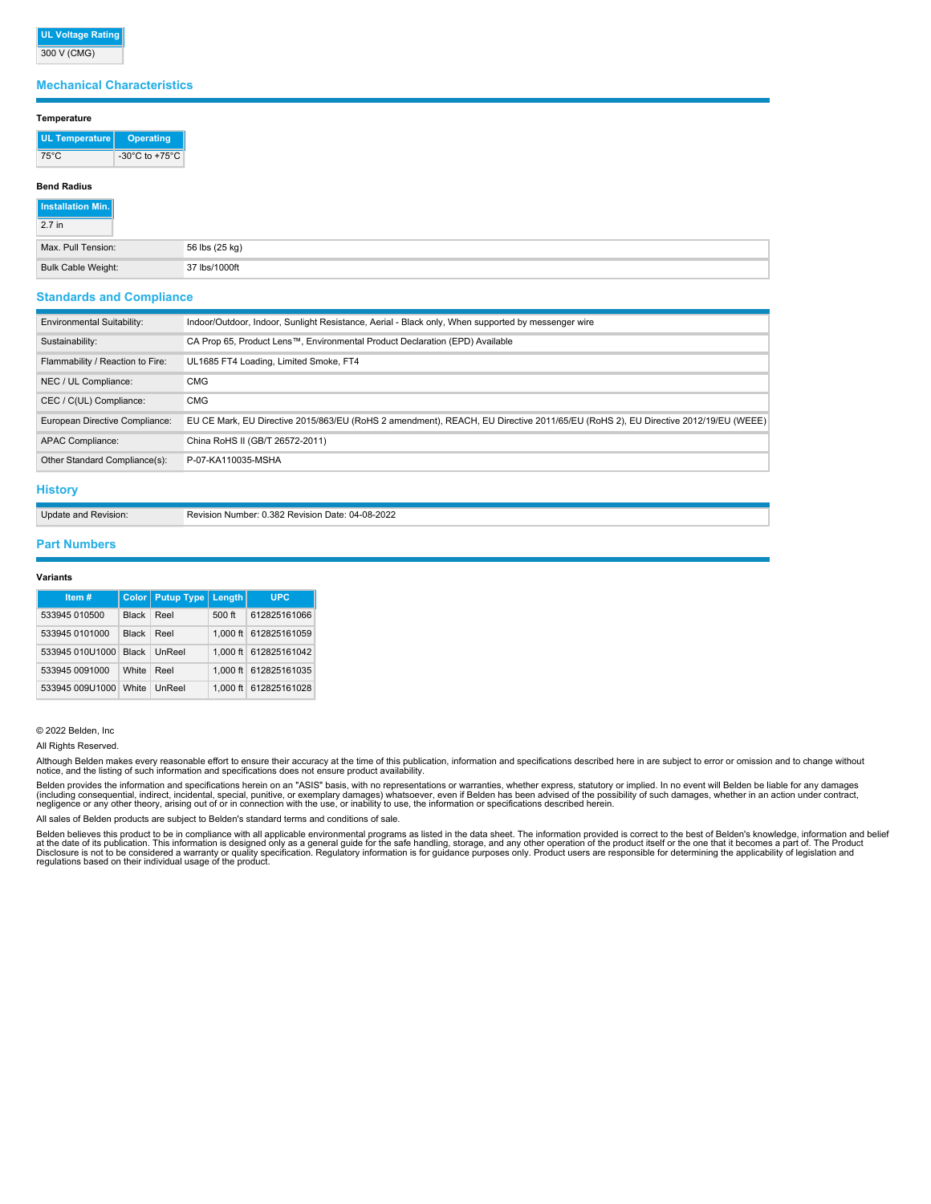| UL Voltage Rating |
|---|
| 300 V (CMG) |

## Mechanical Characteristics

### Temperature

| UL Temperature | Operating |
|---|---|
| 75°C | -30°C to +75°C |

### Bend Radius

| Installation Min. |
|---|
| 2.7 in |

| | |
|---|---|
| Max. Pull Tension: | 56 lbs (25 kg) |
| Bulk Cable Weight: | 37 lbs/1000ft |

## Standards and Compliance

| | |
|---|---|
| Environmental Suitability: | Indoor/Outdoor, Indoor, Sunlight Resistance, Aerial - Black only, When supported by messenger wire |
| Sustainability: | CA Prop 65, Product Lens™, Environmental Product Declaration (EPD) Available |
| Flammability / Reaction to Fire: | UL1685 FT4 Loading, Limited Smoke, FT4 |
| NEC / UL Compliance: | CMG |
| CEC / C(UL) Compliance: | CMG |
| European Directive Compliance: | EU CE Mark, EU Directive 2015/863/EU (RoHS 2 amendment), REACH, EU Directive 2011/65/EU (RoHS 2), EU Directive 2012/19/EU (WEEE) |
| APAC Compliance: | China RoHS II (GB/T 26572-2011) |
| Other Standard Compliance(s): | P-07-KA110035-MSHA |

## History

| | |
|---|---|
| Update and Revision: | Revision Number: 0.382 Revision Date: 04-08-2022 |

## Part Numbers

### Variants

| Item # | Color | Putup Type | Length | UPC |
|---|---|---|---|---|
| 533945 010500 | Black | Reel | 500 ft | 612825161066 |
| 533945 0101000 | Black | Reel | 1,000 ft | 612825161059 |
| 533945 010U1000 | Black | UnReel | 1,000 ft | 612825161042 |
| 533945 0091000 | White | Reel | 1,000 ft | 612825161035 |
| 533945 009U1000 | White | UnReel | 1,000 ft | 612825161028 |

© 2022 Belden, Inc

All Rights Reserved.

Although Belden makes every reasonable effort to ensure their accuracy at the time of this publication, information and specifications described here in are subject to error or omission and to change without notice, and the listing of such information and specifications does not ensure product availability.

Belden provides the information and specifications herein on an "ASIS" basis, with no representations or warranties, whether express, statutory or implied. In no event will Belden be liable for any damages (including consequential, indirect, incidental, special, punitive, or exemplary damages) whatsoever, even if Belden has been advised of the possibility of such damages, whether in an action under contract, negligence or any other theory, arising out of or in connection with the use, or inability to use, the information or specifications described herein.

All sales of Belden products are subject to Belden's standard terms and conditions of sale.

Belden believes this product to be in compliance with all applicable environmental programs as listed in the data sheet. The information provided is correct to the best of Belden's knowledge, information and belief at the date of its publication. This information is designed only as a general guide for the safe handling, storage, and any other operation of the product itself or the one that it becomes a part of. The Product Disclosure is not to be considered a warranty or quality specification. Regulatory information is for guidance purposes only. Product users are responsible for determining the applicability of legislation and regulations based on their individual usage of the product.